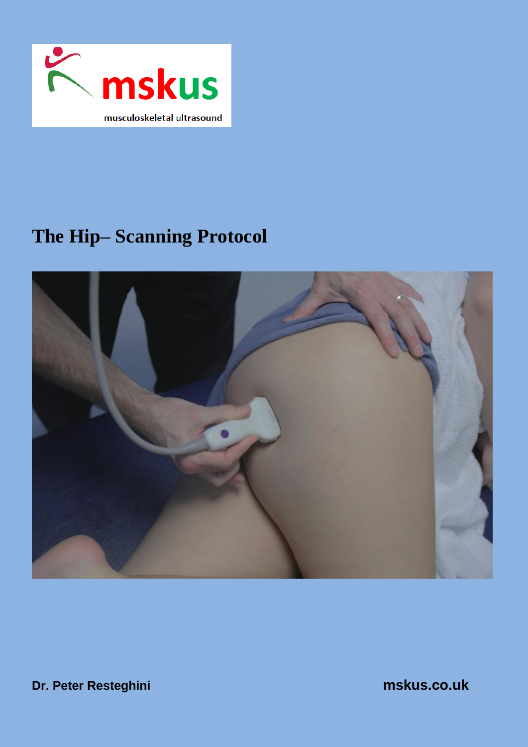mskus

musculoskeletal ultrasound

# The Hip– Scanning Protocol

**Dr. Peter Resteghini**

**mskus.co.uk**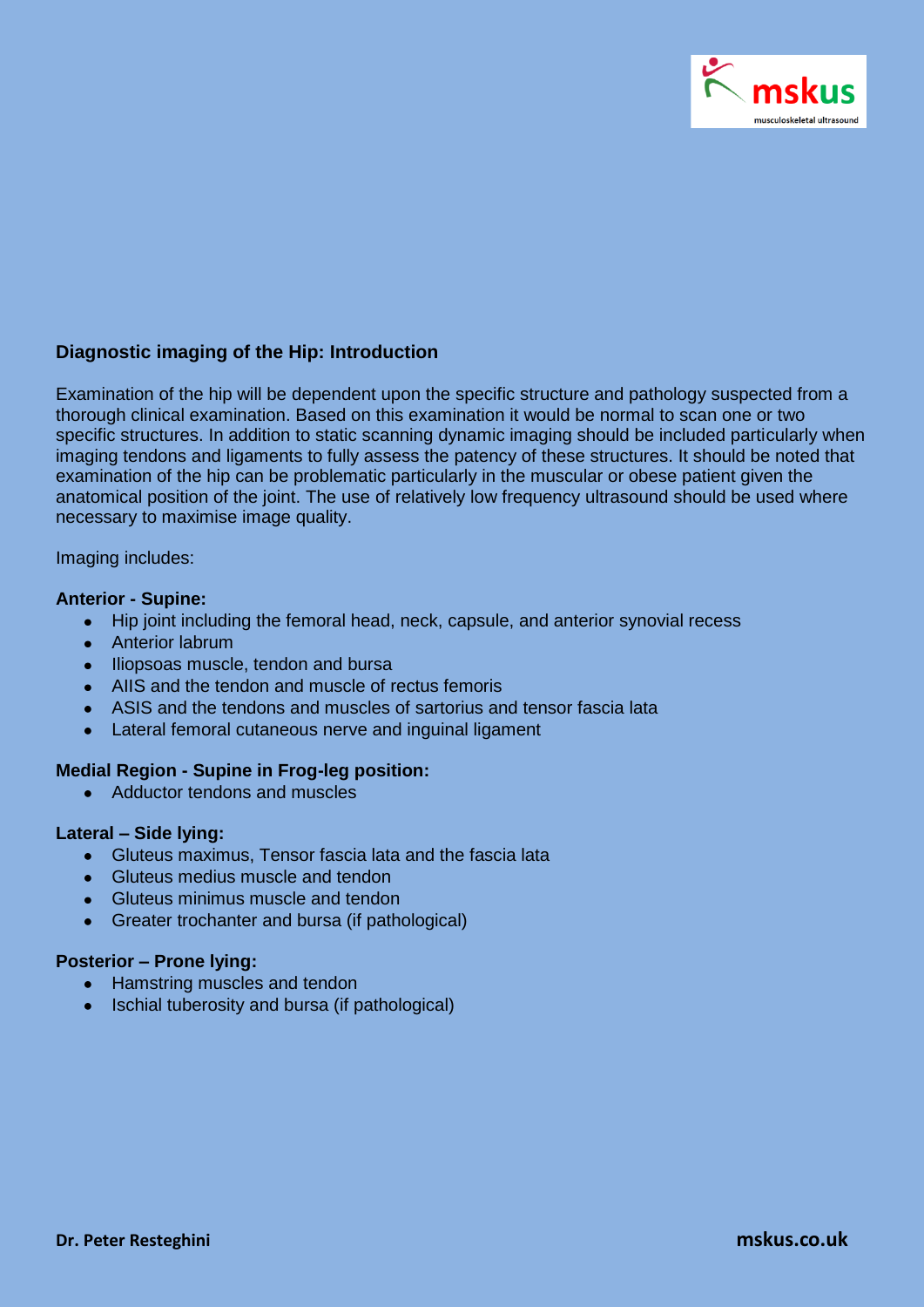## Diagnostic imaging of the Hip: Introduction

Examination of the hip will be dependent upon the specific structure and pathology suspected from a thorough clinical examination. Based on this examination it would be normal to scan one or two specific structures. In addition to static scanning dynamic imaging should be included particularly when imaging tendons and ligaments to fully assess the patency of these structures. It should be noted that examination of the hip can be problematic particularly in the muscular or obese patient given the anatomical position of the joint. The use of relatively low frequency ultrasound should be used where necessary to maximise image quality.

Imaging includes:

**Anterior - Supine:**

- Hip joint including the femoral head, neck, capsule, and anterior synovial recess
- Anterior labrum
- Iliopsoas muscle, tendon and bursa
- AIIS and the tendon and muscle of rectus femoris
- ASIS and the tendons and muscles of sartorius and tensor fascia lata
- Lateral femoral cutaneous nerve and inguinal ligament

**Medial Region - Supine in Frog-leg position:**

- Adductor tendons and muscles

**Lateral – Side lying:**

- Gluteus maximus, Tensor fascia lata and the fascia lata
- Gluteus medius muscle and tendon
- Gluteus minimus muscle and tendon
- Greater trochanter and bursa (if pathological)

**Posterior – Prone lying:**

- Hamstring muscles and tendon
- Ischial tuberosity and bursa (if pathological)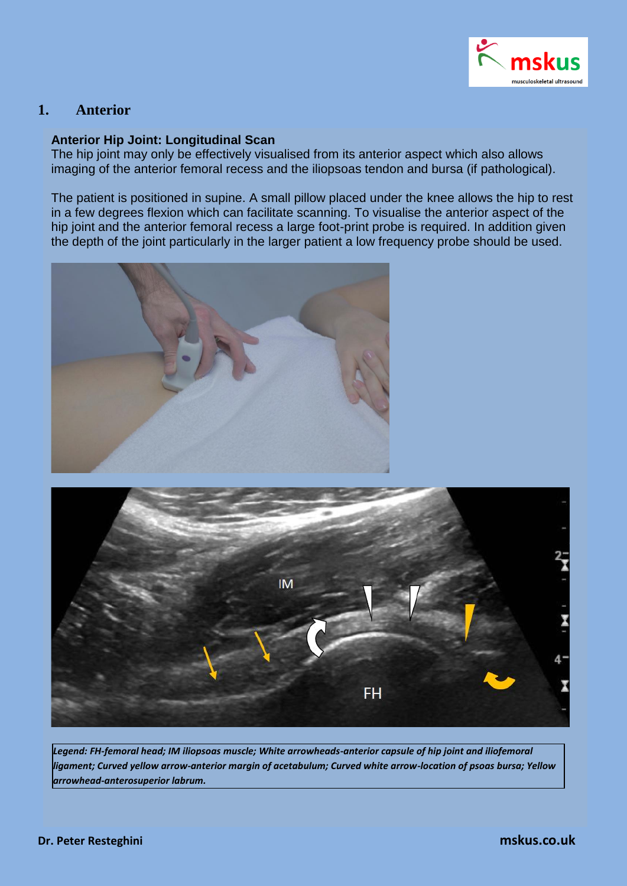## 1. Anterior

### Anterior Hip Joint: Longitudinal Scan

The hip joint may only be effectively visualised from its anterior aspect which also allows imaging of the anterior femoral recess and the iliopsoas tendon and bursa (if pathological).

The patient is positioned in supine. A small pillow placed under the knee allows the hip to rest in a few degrees flexion which can facilitate scanning. To visualise the anterior aspect of the hip joint and the anterior femoral recess a large foot-print probe is required. In addition given the depth of the joint particularly in the larger patient a low frequency probe should be used.

IM

FH

*Legend: FH-femoral head; IM iliopsoas muscle; White arrowheads-anterior capsule of hip joint and iliofemoral ligament; Curved yellow arrow-anterior margin of acetabulum; Curved white arrow-location of psoas bursa; Yellow arrowhead-anterosuperior labrum.*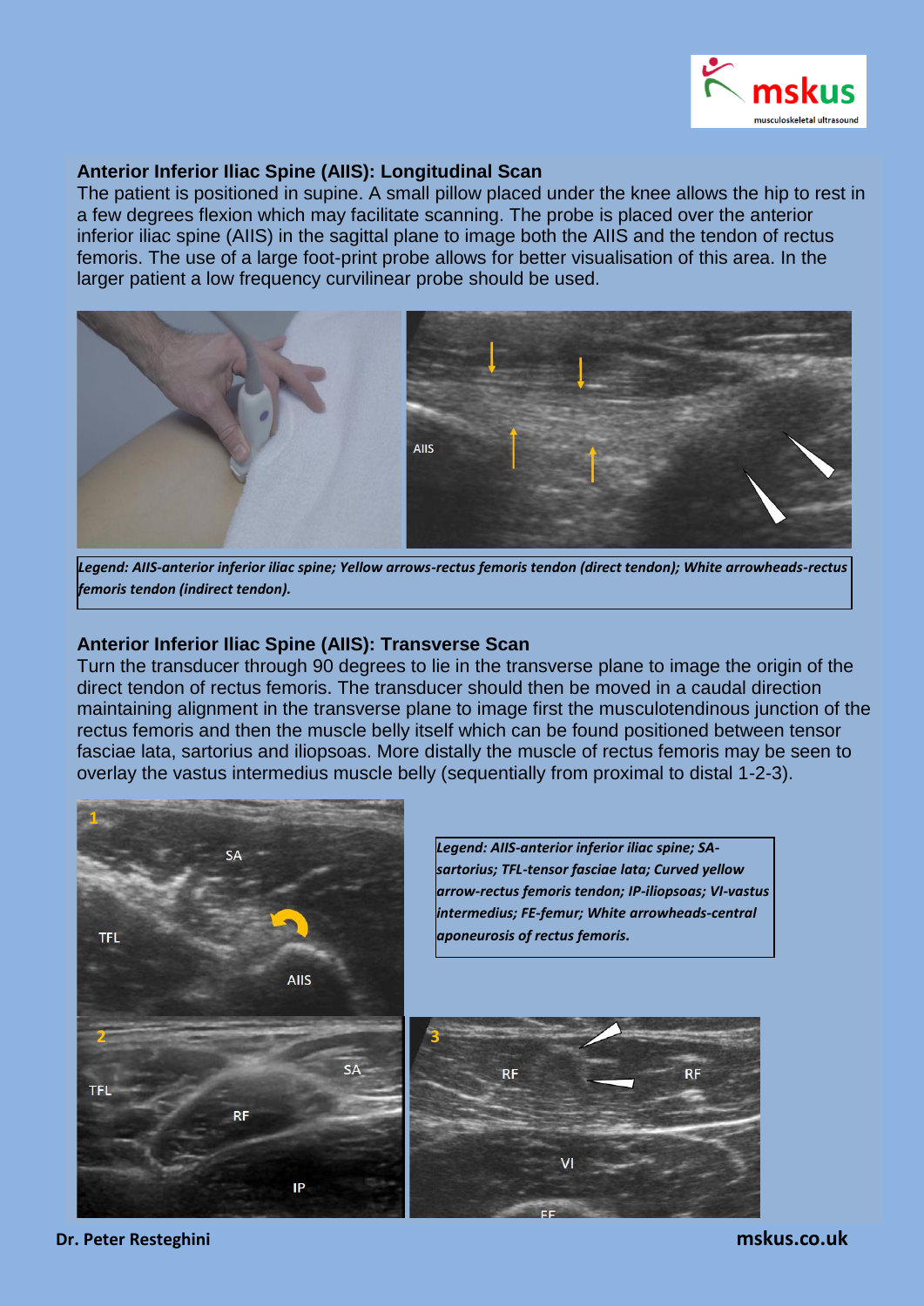## Anterior Inferior Iliac Spine (AIIS): Longitudinal Scan

The patient is positioned in supine. A small pillow placed under the knee allows the hip to rest in a few degrees flexion which may facilitate scanning. The probe is placed over the anterior inferior iliac spine (AIIS) in the sagittal plane to image both the AIIS and the tendon of rectus femoris. The use of a large foot-print probe allows for better visualisation of this area. In the larger patient a low frequency curvilinear probe should be used.

AIIS

***Legend: AIIS-anterior inferior iliac spine; Yellow arrows-rectus femoris tendon (direct tendon); White arrowheads-rectus femoris tendon (indirect tendon).***

## Anterior Inferior Iliac Spine (AIIS): Transverse Scan

Turn the transducer through 90 degrees to lie in the transverse plane to image the origin of the direct tendon of rectus femoris. The transducer should then be moved in a caudal direction maintaining alignment in the transverse plane to image first the musculotendinous junction of the rectus femoris and then the muscle belly itself which can be found positioned between tensor fasciae lata, sartorius and iliopsoas. More distally the muscle of rectus femoris may be seen to overlay the vastus intermedius muscle belly (sequentially from proximal to distal 1-2-3).

1
SA
TFL
AIIS

2
TFL
SA
RF
IP

3
RF
RF
VI
FE

***Legend: AIIS-anterior inferior iliac spine; SA-sartorius; TFL-tensor fasciae lata; Curved yellow arrow-rectus femoris tendon; IP-iliopsoas; VI-vastus intermedius; FE-femur; White arrowheads-central aponeurosis of rectus femoris.***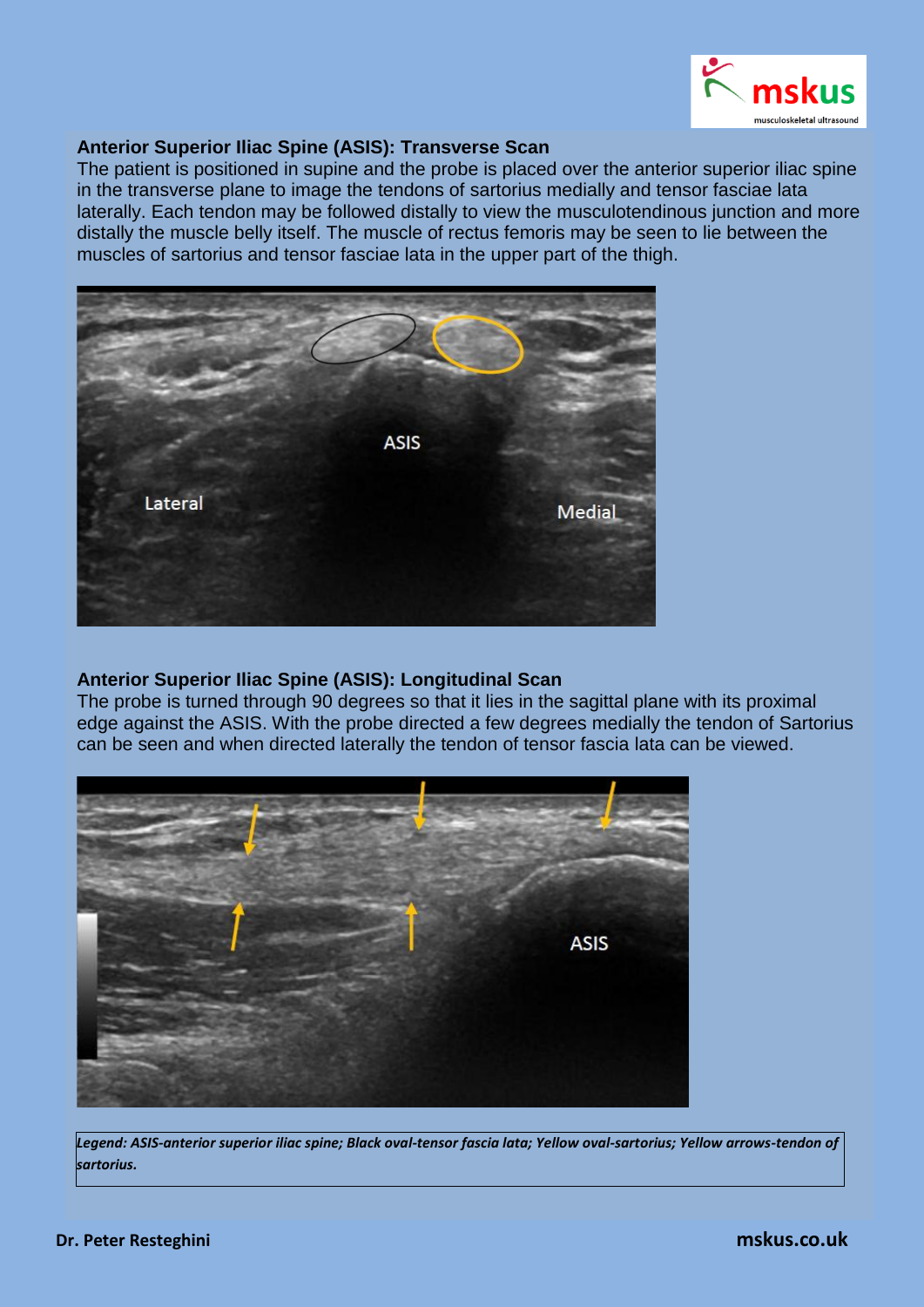### Anterior Superior Iliac Spine (ASIS): Transverse Scan

The patient is positioned in supine and the probe is placed over the anterior superior iliac spine in the transverse plane to image the tendons of sartorius medially and tensor fasciae lata laterally. Each tendon may be followed distally to view the musculotendinous junction and more distally the muscle belly itself. The muscle of rectus femoris may be seen to lie between the muscles of sartorius and tensor fasciae lata in the upper part of the thigh.

ASIS

Lateral

Medial

### Anterior Superior Iliac Spine (ASIS): Longitudinal Scan

The probe is turned through 90 degrees so that it lies in the sagittal plane with its proximal edge against the ASIS. With the probe directed a few degrees medially the tendon of Sartorius can be seen and when directed laterally the tendon of tensor fascia lata can be viewed.

ASIS

***Legend: ASIS-anterior superior iliac spine; Black oval-tensor fascia lata; Yellow oval-sartorius; Yellow arrows-tendon of sartorius.***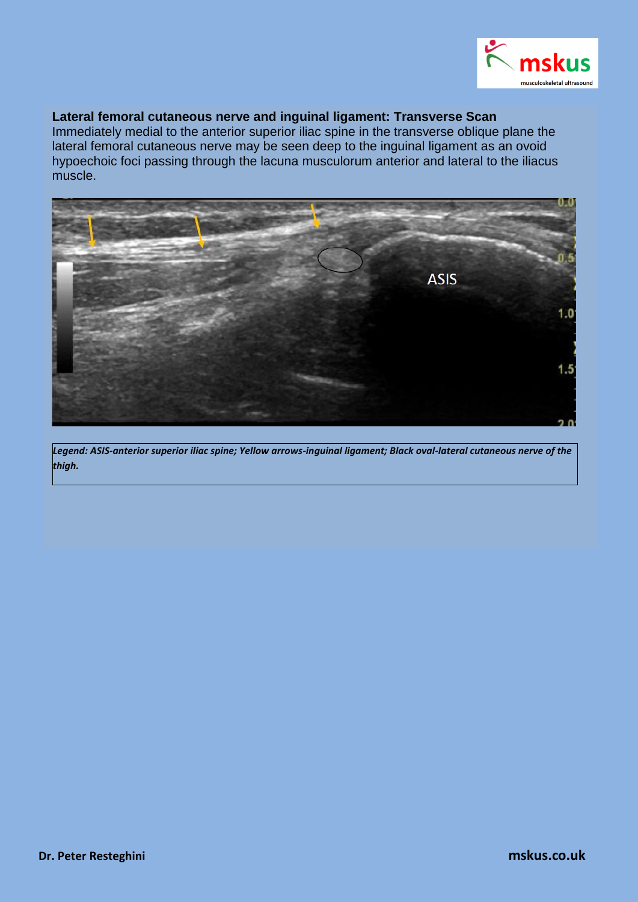**Lateral femoral cutaneous nerve and inguinal ligament: Transverse Scan**

Immediately medial to the anterior superior iliac spine in the transverse oblique plane the lateral femoral cutaneous nerve may be seen deep to the inguinal ligament as an ovoid hypoechoic foci passing through the lacuna musculorum anterior and lateral to the iliacus muscle.

*Legend: ASIS-anterior superior iliac spine; Yellow arrows-inguinal ligament; Black oval-lateral cutaneous nerve of the thigh.*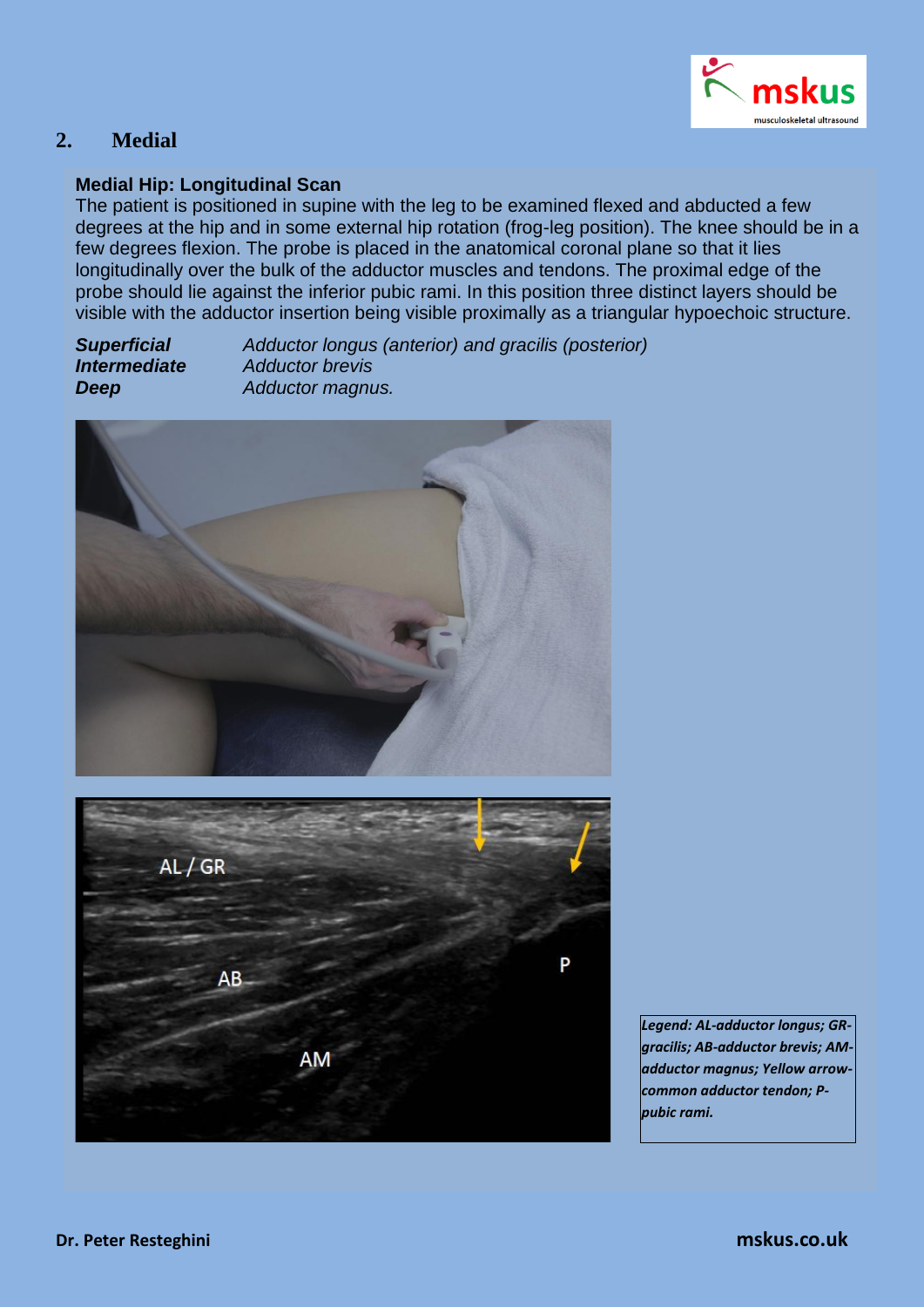## 2. Medial

### Medial Hip: Longitudinal Scan

The patient is positioned in supine with the leg to be examined flexed and abducted a few degrees at the hip and in some external hip rotation (frog-leg position). The knee should be in a few degrees flexion. The probe is placed in the anatomical coronal plane so that it lies longitudinally over the bulk of the adductor muscles and tendons. The proximal edge of the probe should lie against the inferior pubic rami. In this position three distinct layers should be visible with the adductor insertion being visible proximally as a triangular hypoechoic structure.

| | |
|---|---|
| ***Superficial*** | *Adductor longus (anterior) and gracilis (posterior)* |
| ***Intermediate*** | *Adductor brevis* |
| ***Deep*** | *Adductor magnus.* |

AL / GR

AB

AM

P

***Legend: AL-adductor longus; GR-gracilis; AB-adductor brevis; AM-adductor magnus; Yellow arrow-common adductor tendon; P-pubic rami.***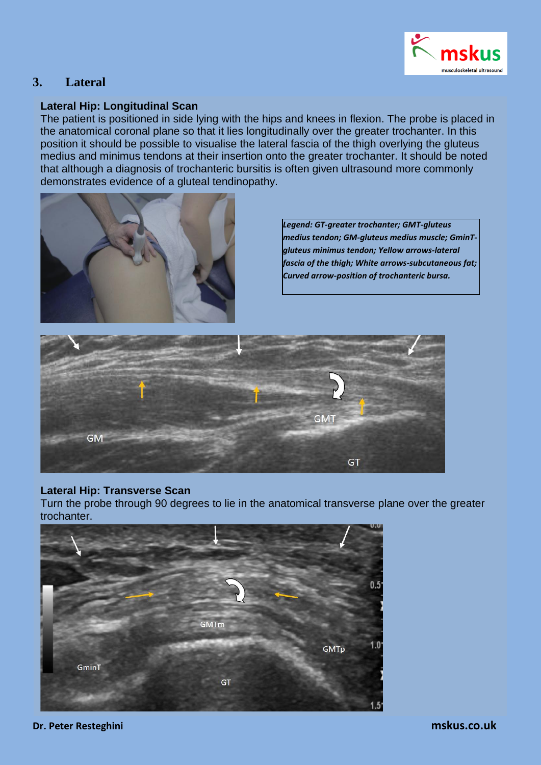## 3. Lateral

### Lateral Hip: Longitudinal Scan

The patient is positioned in side lying with the hips and knees in flexion. The probe is placed in the anatomical coronal plane so that it lies longitudinally over the greater trochanter. In this position it should be possible to visualise the lateral fascia of the thigh overlying the gluteus medius and minimus tendons at their insertion onto the greater trochanter. It should be noted that although a diagnosis of trochanteric bursitis is often given ultrasound more commonly demonstrates evidence of a gluteal tendinopathy.

***Legend: GT-greater trochanter; GMT-gluteus medius tendon; GM-gluteus medius muscle; GminT-gluteus minimus tendon; Yellow arrows-lateral fascia of the thigh; White arrows-subcutaneous fat; Curved arrow-position of trochanteric bursa.***

### Lateral Hip: Transverse Scan

Turn the probe through 90 degrees to lie in the anatomical transverse plane over the greater trochanter.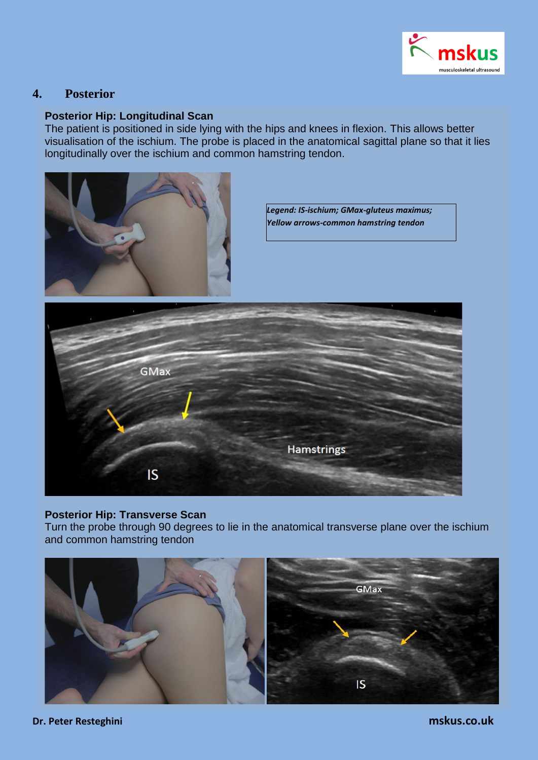## 4. Posterior

### Posterior Hip: Longitudinal Scan

The patient is positioned in side lying with the hips and knees in flexion. This allows better visualisation of the ischium. The probe is placed in the anatomical sagittal plane so that it lies longitudinally over the ischium and common hamstring tendon.

***Legend: IS-ischium; GMax-gluteus maximus; Yellow arrows-common hamstring tendon***

GMax

Hamstrings

IS

### Posterior Hip: Transverse Scan

Turn the probe through 90 degrees to lie in the anatomical transverse plane over the ischium and common hamstring tendon

GMax

IS